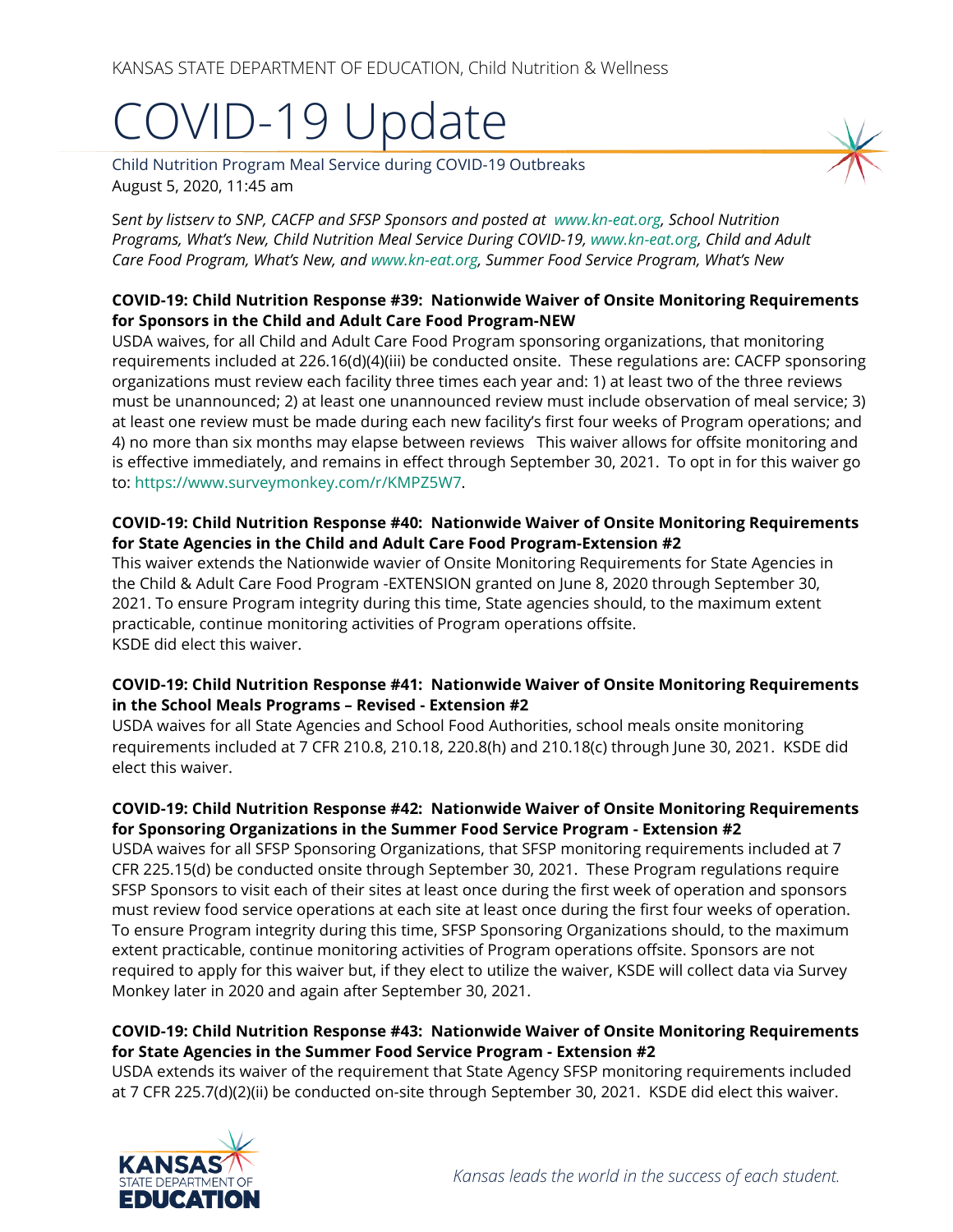KANSAS STATE DEPARTMENT OF EDUCATION, Child Nutrition & Wellness

# COVID-19 Update

Child Nutrition Program Meal Service during COVID-19 Outbreaks
August 5, 2020, 11:45 am

*Sent by listserv to SNP, CACFP and SFSP Sponsors and posted at www.kn-eat.org, School Nutrition Programs, What's New, Child Nutrition Meal Service During COVID-19, www.kn-eat.org, Child and Adult Care Food Program, What's New, and www.kn-eat.org, Summer Food Service Program, What's New*

**COVID-19: Child Nutrition Response #39: Nationwide Waiver of Onsite Monitoring Requirements for Sponsors in the Child and Adult Care Food Program-NEW**

USDA waives, for all Child and Adult Care Food Program sponsoring organizations, that monitoring requirements included at 226.16(d)(4)(iii) be conducted onsite. These regulations are: CACFP sponsoring organizations must review each facility three times each year and: 1) at least two of the three reviews must be unannounced; 2) at least one unannounced review must include observation of meal service; 3) at least one review must be made during each new facility's first four weeks of Program operations; and 4) no more than six months may elapse between reviews This waiver allows for offsite monitoring and is effective immediately, and remains in effect through September 30, 2021. To opt in for this waiver go to: https://www.surveymonkey.com/r/KMPZ5W7.

**COVID-19: Child Nutrition Response #40: Nationwide Waiver of Onsite Monitoring Requirements for State Agencies in the Child and Adult Care Food Program-Extension #2**

This waiver extends the Nationwide wavier of Onsite Monitoring Requirements for State Agencies in the Child & Adult Care Food Program -EXTENSION granted on June 8, 2020 through September 30, 2021. To ensure Program integrity during this time, State agencies should, to the maximum extent practicable, continue monitoring activities of Program operations offsite.
KSDE did elect this waiver.

**COVID-19: Child Nutrition Response #41: Nationwide Waiver of Onsite Monitoring Requirements in the School Meals Programs – Revised - Extension #2**

USDA waives for all State Agencies and School Food Authorities, school meals onsite monitoring requirements included at 7 CFR 210.8, 210.18, 220.8(h) and 210.18(c) through June 30, 2021. KSDE did elect this waiver.

**COVID-19: Child Nutrition Response #42: Nationwide Waiver of Onsite Monitoring Requirements for Sponsoring Organizations in the Summer Food Service Program - Extension #2**

USDA waives for all SFSP Sponsoring Organizations, that SFSP monitoring requirements included at 7 CFR 225.15(d) be conducted onsite through September 30, 2021. These Program regulations require SFSP Sponsors to visit each of their sites at least once during the first week of operation and sponsors must review food service operations at each site at least once during the first four weeks of operation. To ensure Program integrity during this time, SFSP Sponsoring Organizations should, to the maximum extent practicable, continue monitoring activities of Program operations offsite. Sponsors are not required to apply for this waiver but, if they elect to utilize the waiver, KSDE will collect data via Survey Monkey later in 2020 and again after September 30, 2021.

**COVID-19: Child Nutrition Response #43: Nationwide Waiver of Onsite Monitoring Requirements for State Agencies in the Summer Food Service Program - Extension #2**

USDA extends its waiver of the requirement that State Agency SFSP monitoring requirements included at 7 CFR 225.7(d)(2)(ii) be conducted on-site through September 30, 2021. KSDE did elect this waiver.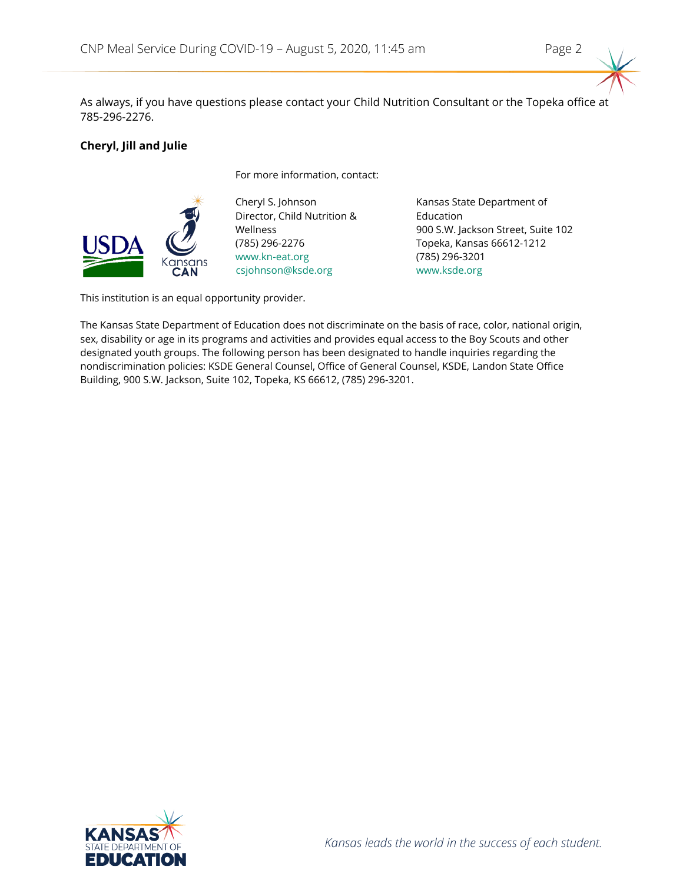As always, if you have questions please contact your Child Nutrition Consultant or the Topeka office at 785-296-2276.

**Cheryl, Jill and Julie**

For more information, contact:

Cheryl S. Johnson
Director, Child Nutrition & Wellness
(785) 296-2276
www.kn-eat.org
csjohnson@ksde.org

Kansas State Department of Education
900 S.W. Jackson Street, Suite 102
Topeka, Kansas 66612-1212
(785) 296-3201
www.ksde.org

This institution is an equal opportunity provider.

The Kansas State Department of Education does not discriminate on the basis of race, color, national origin, sex, disability or age in its programs and activities and provides equal access to the Boy Scouts and other designated youth groups. The following person has been designated to handle inquiries regarding the nondiscrimination policies: KSDE General Counsel, Office of General Counsel, KSDE, Landon State Office Building, 900 S.W. Jackson, Suite 102, Topeka, KS 66612, (785) 296-3201.